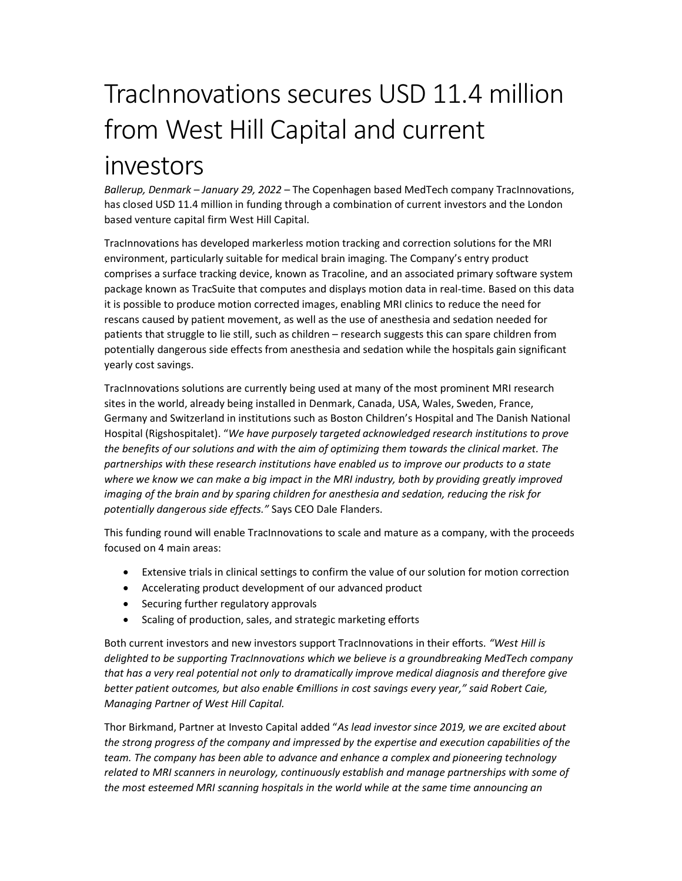# TracInnovations secures USD 11.4 million from West Hill Capital and current investors

*Ballerup, Denmark – January 29, 2022* – The Copenhagen based MedTech company TracInnovations, has closed USD 11.4 million in funding through a combination of current investors and the London based venture capital firm West Hill Capital.

TracInnovations has developed markerless motion tracking and correction solutions for the MRI environment, particularly suitable for medical brain imaging. The Company's entry product comprises a surface tracking device, known as Tracoline, and an associated primary software system package known as TracSuite that computes and displays motion data in real-time. Based on this data it is possible to produce motion corrected images, enabling MRI clinics to reduce the need for rescans caused by patient movement, as well as the use of anesthesia and sedation needed for patients that struggle to lie still, such as children – research suggests this can spare children from potentially dangerous side effects from anesthesia and sedation while the hospitals gain significant yearly cost savings.

TracInnovations solutions are currently being used at many of the most prominent MRI research sites in the world, already being installed in Denmark, Canada, USA, Wales, Sweden, France, Germany and Switzerland in institutions such as Boston Children's Hospital and The Danish National Hospital (Rigshospitalet). "*We have purposely targeted acknowledged research institutions to prove the benefits of our solutions and with the aim of optimizing them towards the clinical market. The partnerships with these research institutions have enabled us to improve our products to a state where we know we can make a big impact in the MRI industry, both by providing greatly improved imaging of the brain and by sparing children for anesthesia and sedation, reducing the risk for potentially dangerous side effects."* Says CEO Dale Flanders.

This funding round will enable TracInnovations to scale and mature as a company, with the proceeds focused on 4 main areas:

- Extensive trials in clinical settings to confirm the value of our solution for motion correction
- Accelerating product development of our advanced product
- Securing further regulatory approvals
- Scaling of production, sales, and strategic marketing efforts

Both current investors and new investors support TracInnovations in their efforts. *"West Hill is delighted to be supporting TracInnovations which we believe is a groundbreaking MedTech company that has a very real potential not only to dramatically improve medical diagnosis and therefore give better patient outcomes, but also enable €millions in cost savings every year," said Robert Caie, Managing Partner of West Hill Capital.*

Thor Birkmand, Partner at Investo Capital added "*As lead investor since 2019, we are excited about the strong progress of the company and impressed by the expertise and execution capabilities of the team. The company has been able to advance and enhance a complex and pioneering technology related to MRI scanners in neurology, continuously establish and manage partnerships with some of the most esteemed MRI scanning hospitals in the world while at the same time announcing an*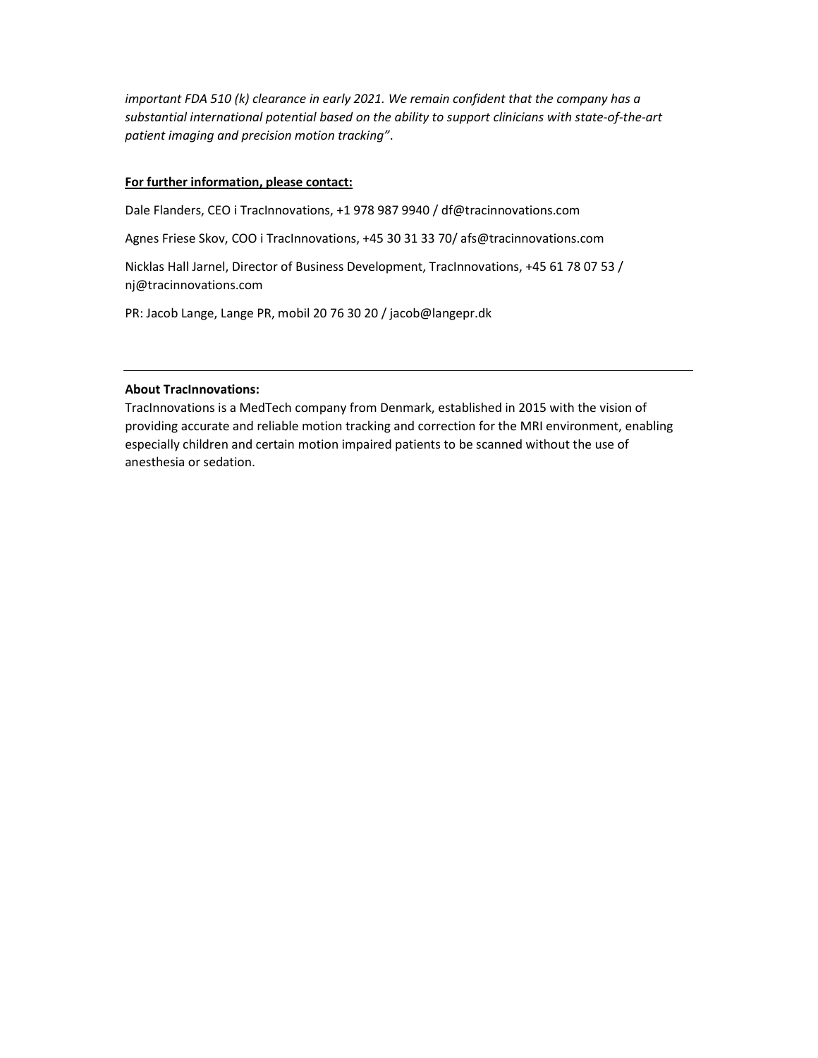*important FDA 510 (k) clearance in early 2021. We remain confident that the company has a substantial international potential based on the ability to support clinicians with state-of-the-art patient imaging and precision motion tracking"*.

**For further information, please contact:**

Dale Flanders, CEO i TracInnovations, +1 978 987 9940 / df@tracinnovations.com

Agnes Friese Skov, COO i TracInnovations, +45 30 31 33 70/ afs@tracinnovations.com

Nicklas Hall Jarnel, Director of Business Development, TracInnovations, +45 61 78 07 53 / nj@tracinnovations.com

PR: Jacob Lange, Lange PR, mobil 20 76 30 20 / jacob@langepr.dk

---

**About TracInnovations:**

TracInnovations is a MedTech company from Denmark, established in 2015 with the vision of providing accurate and reliable motion tracking and correction for the MRI environment, enabling especially children and certain motion impaired patients to be scanned without the use of anesthesia or sedation.